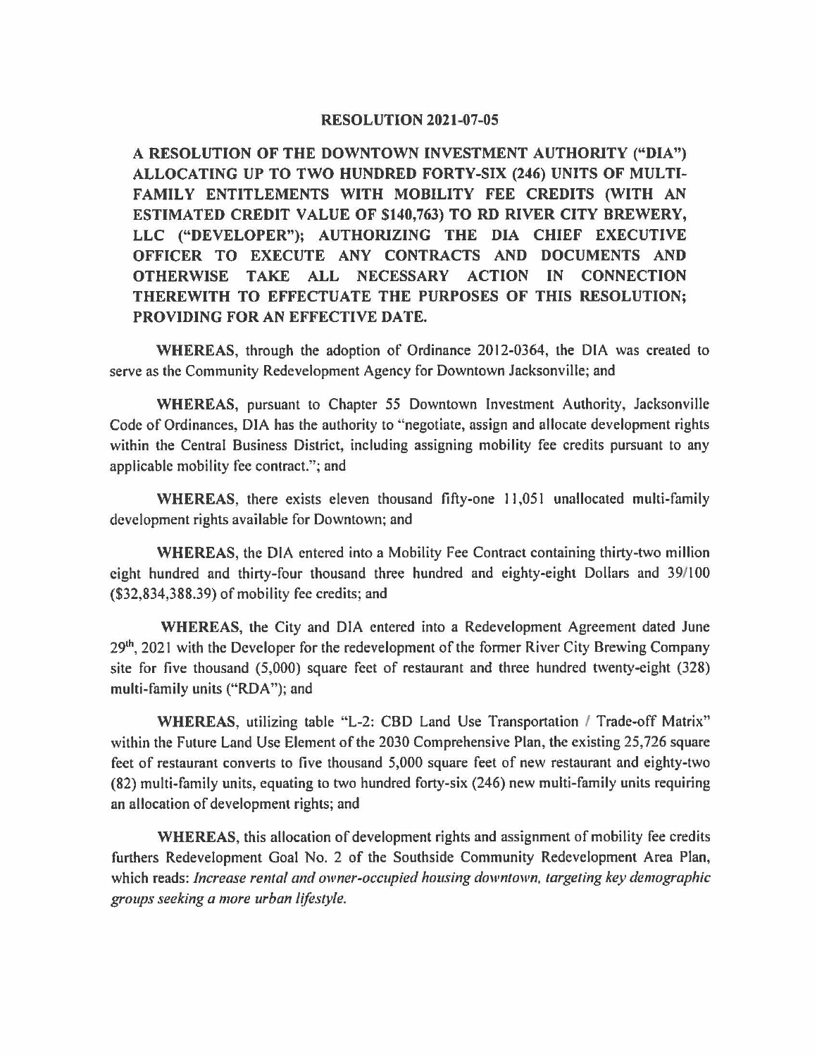# RESOLUTION 2021-07-05

**A RESOLUTION OF THE DOWNTOWN INVESTMENT AUTHORITY ("DIA") ALLOCATING UP TO TWO HUNDRED FORTY-SIX (246) UNITS OF MULTI-FAMILY ENTITLEMENTS WITH MOBILITY FEE CREDITS (WITH AN ESTIMATED CREDIT VALUE OF $140,763) TO RD RIVER CITY BREWERY, LLC ("DEVELOPER"); AUTHORIZING THE DIA CHIEF EXECUTIVE OFFICER TO EXECUTE ANY CONTRACTS AND DOCUMENTS AND OTHERWISE TAKE ALL NECESSARY ACTION IN CONNECTION THEREWITH TO EFFECTUATE THE PURPOSES OF THIS RESOLUTION; PROVIDING FOR AN EFFECTIVE DATE.**

**WHEREAS**, through the adoption of Ordinance 2012-0364, the DIA was created to serve as the Community Redevelopment Agency for Downtown Jacksonville; and

**WHEREAS**, pursuant to Chapter 55 Downtown Investment Authority, Jacksonville Code of Ordinances, DIA has the authority to "negotiate, assign and allocate development rights within the Central Business District, including assigning mobility fee credits pursuant to any applicable mobility fee contract."; and

**WHEREAS**, there exists eleven thousand fifty-one 11,051 unallocated multi-family development rights available for Downtown; and

**WHEREAS**, the DIA entered into a Mobility Fee Contract containing thirty-two million eight hundred and thirty-four thousand three hundred and eighty-eight Dollars and 39/100 ($32,834,388.39) of mobility fee credits; and

**WHEREAS**, the City and DIA entered into a Redevelopment Agreement dated June 29th, 2021 with the Developer for the redevelopment of the former River City Brewing Company site for five thousand (5,000) square feet of restaurant and three hundred twenty-eight (328) multi-family units ("RDA"); and

**WHEREAS**, utilizing table "L-2: CBD Land Use Transportation / Trade-off Matrix" within the Future Land Use Element of the 2030 Comprehensive Plan, the existing 25,726 square feet of restaurant converts to five thousand 5,000 square feet of new restaurant and eighty-two (82) multi-family units, equating to two hundred forty-six (246) new multi-family units requiring an allocation of development rights; and

**WHEREAS**, this allocation of development rights and assignment of mobility fee credits furthers Redevelopment Goal No. 2 of the Southside Community Redevelopment Area Plan, which reads: *Increase rental and owner-occupied housing downtown, targeting key demographic groups seeking a more urban lifestyle.*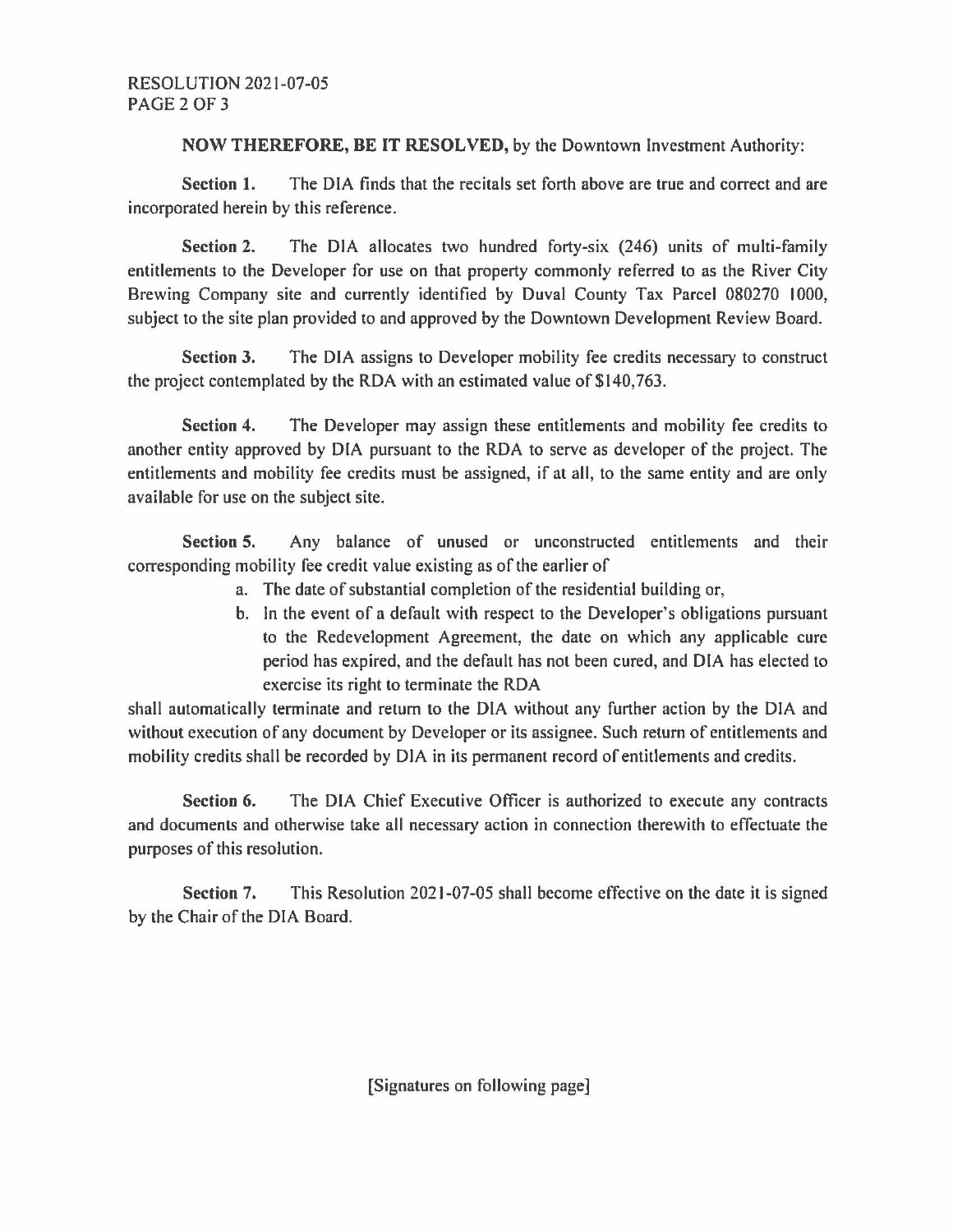**NOW THEREFORE, BE IT RESOLVED,** by the Downtown Investment Authority:

**Section 1.** The DIA finds that the recitals set forth above are true and correct and are incorporated herein by this reference.

**Section 2.** The DIA allocates two hundred forty-six (246) units of multi-family entitlements to the Developer for use on that property commonly referred to as the River City Brewing Company site and currently identified by Duval County Tax Parcel 080270 1000, subject to the site plan provided to and approved by the Downtown Development Review Board.

**Section 3.** The DIA assigns to Developer mobility fee credits necessary to construct the project contemplated by the RDA with an estimated value of $140,763.

**Section 4.** The Developer may assign these entitlements and mobility fee credits to another entity approved by DIA pursuant to the RDA to serve as developer of the project. The entitlements and mobility fee credits must be assigned, if at all, to the same entity and are only available for use on the subject site.

**Section 5.** Any balance of unused or unconstructed entitlements and their corresponding mobility fee credit value existing as of the earlier of

a. The date of substantial completion of the residential building or,
b. In the event of a default with respect to the Developer's obligations pursuant to the Redevelopment Agreement, the date on which any applicable cure period has expired, and the default has not been cured, and DIA has elected to exercise its right to terminate the RDA

shall automatically terminate and return to the DIA without any further action by the DIA and without execution of any document by Developer or its assignee. Such return of entitlements and mobility credits shall be recorded by DIA in its permanent record of entitlements and credits.

**Section 6.** The DIA Chief Executive Officer is authorized to execute any contracts and documents and otherwise take all necessary action in connection therewith to effectuate the purposes of this resolution.

**Section 7.** This Resolution 2021-07-05 shall become effective on the date it is signed by the Chair of the DIA Board.

[Signatures on following page]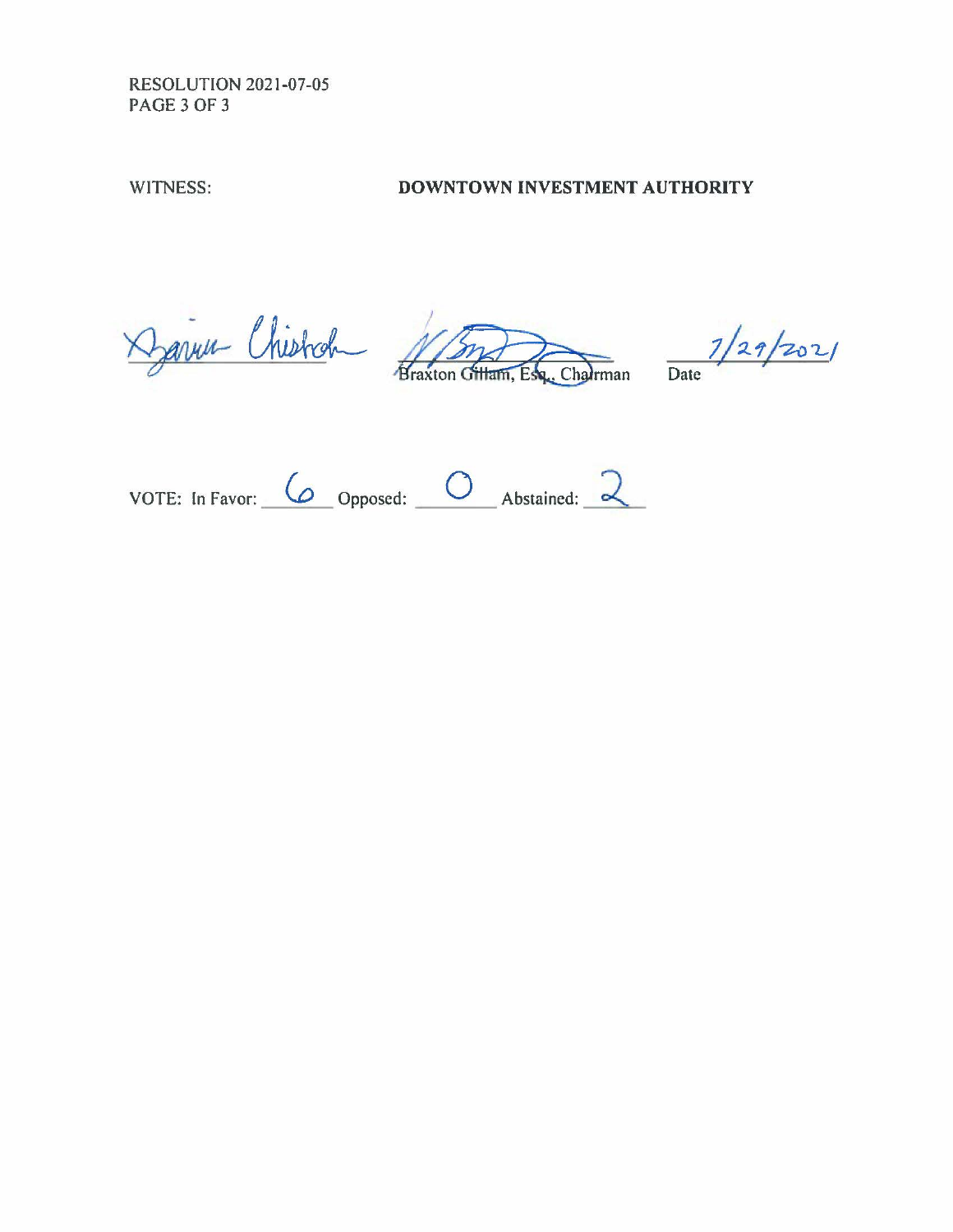RESOLUTION 2021-07-05

WITNESS: **DOWNTOWN INVESTMENT AUTHORITY**

Braxton Gillam, Esq., Chairman

7/29/2021
Date

VOTE: In Favor: 6 Opposed: 0 Abstained: 2